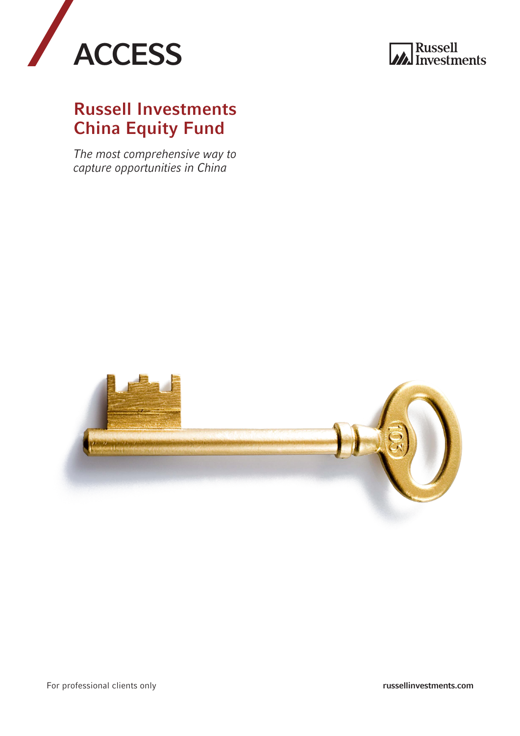# ACCESS

Russell Investments

## Russell Investments China Equity Fund

*The most comprehensive way to capture opportunities in China*

For professional clients only

**russellinvestments.com**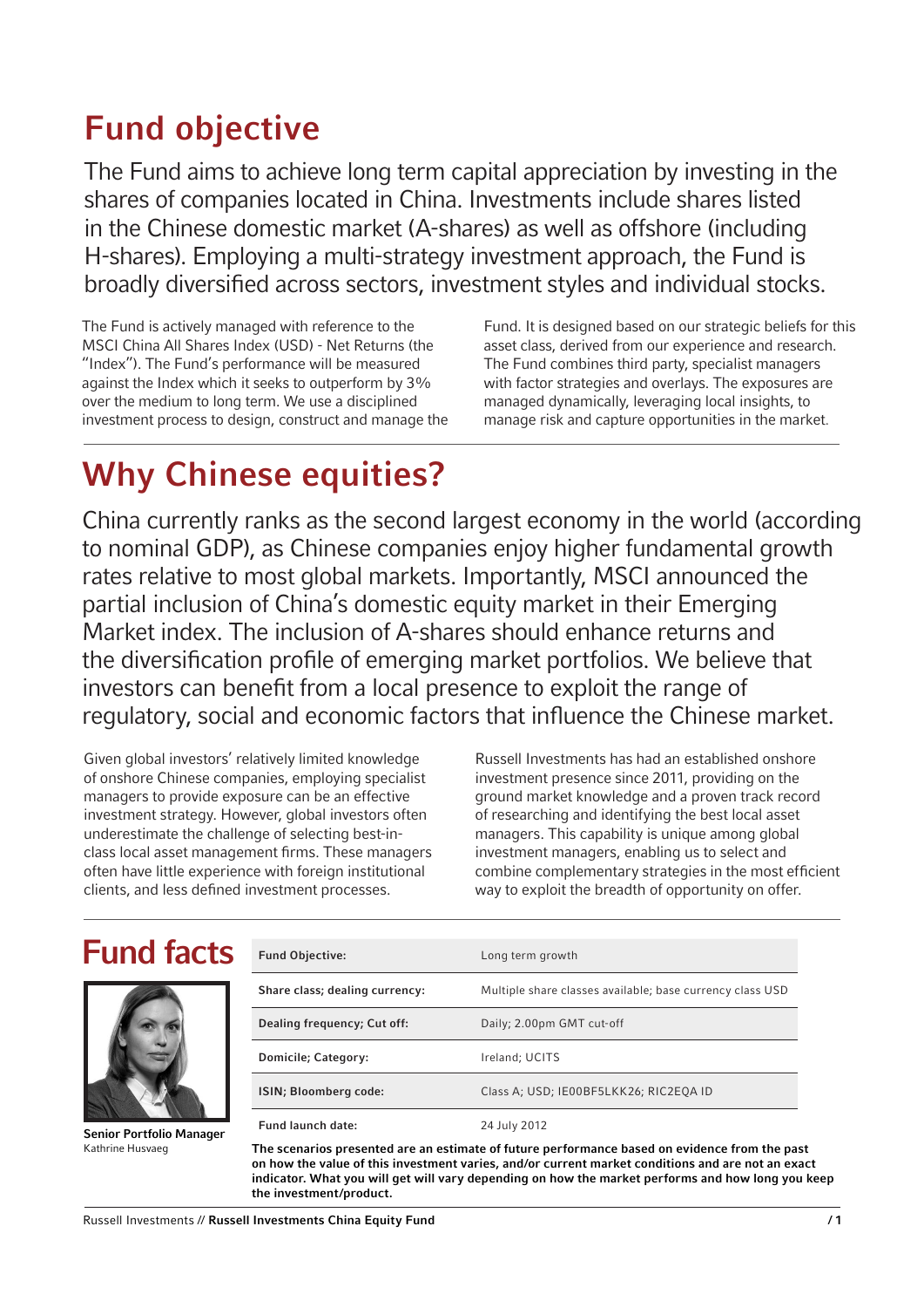# Fund objective

The Fund aims to achieve long term capital appreciation by investing in the shares of companies located in China. Investments include shares listed in the Chinese domestic market (A-shares) as well as offshore (including H-shares). Employing a multi-strategy investment approach, the Fund is broadly diversified across sectors, investment styles and individual stocks.

The Fund is actively managed with reference to the MSCI China All Shares Index (USD) - Net Returns (the "Index"). The Fund's performance will be measured against the Index which it seeks to outperform by 3% over the medium to long term. We use a disciplined investment process to design, construct and manage the Fund. It is designed based on our strategic beliefs for this asset class, derived from our experience and research. The Fund combines third party, specialist managers with factor strategies and overlays. The exposures are managed dynamically, leveraging local insights, to manage risk and capture opportunities in the market.

# Why Chinese equities?

China currently ranks as the second largest economy in the world (according to nominal GDP), as Chinese companies enjoy higher fundamental growth rates relative to most global markets. Importantly, MSCI announced the partial inclusion of China's domestic equity market in their Emerging Market index. The inclusion of A-shares should enhance returns and the diversification profile of emerging market portfolios. We believe that investors can benefit from a local presence to exploit the range of regulatory, social and economic factors that influence the Chinese market.

Given global investors' relatively limited knowledge of onshore Chinese companies, employing specialist managers to provide exposure can be an effective investment strategy. However, global investors often underestimate the challenge of selecting best-in-class local asset management firms. These managers often have little experience with foreign institutional clients, and less defined investment processes.

Russell Investments has had an established onshore investment presence since 2011, providing on the ground market knowledge and a proven track record of researching and identifying the best local asset managers. This capability is unique among global investment managers, enabling us to select and combine complementary strategies in the most efficient way to exploit the breadth of opportunity on offer.

# Fund facts

**Senior Portfolio Manager**
Kathrine Husvaeg

| | |
|---|---|
| **Fund Objective:** | Long term growth |
| **Share class; dealing currency:** | Multiple share classes available; base currency class USD |
| **Dealing frequency; Cut off:** | Daily; 2.00pm GMT cut-off |
| **Domicile; Category:** | Ireland; UCITS |
| **ISIN; Bloomberg code:** | Class A; USD; IE00BF5LKK26; RIC2EQA ID |
| **Fund launch date:** | 24 July 2012 |

**The scenarios presented are an estimate of future performance based on evidence from the past on how the value of this investment varies, and/or current market conditions and are not an exact indicator. What you will get will vary depending on how the market performs and how long you keep the investment/product.**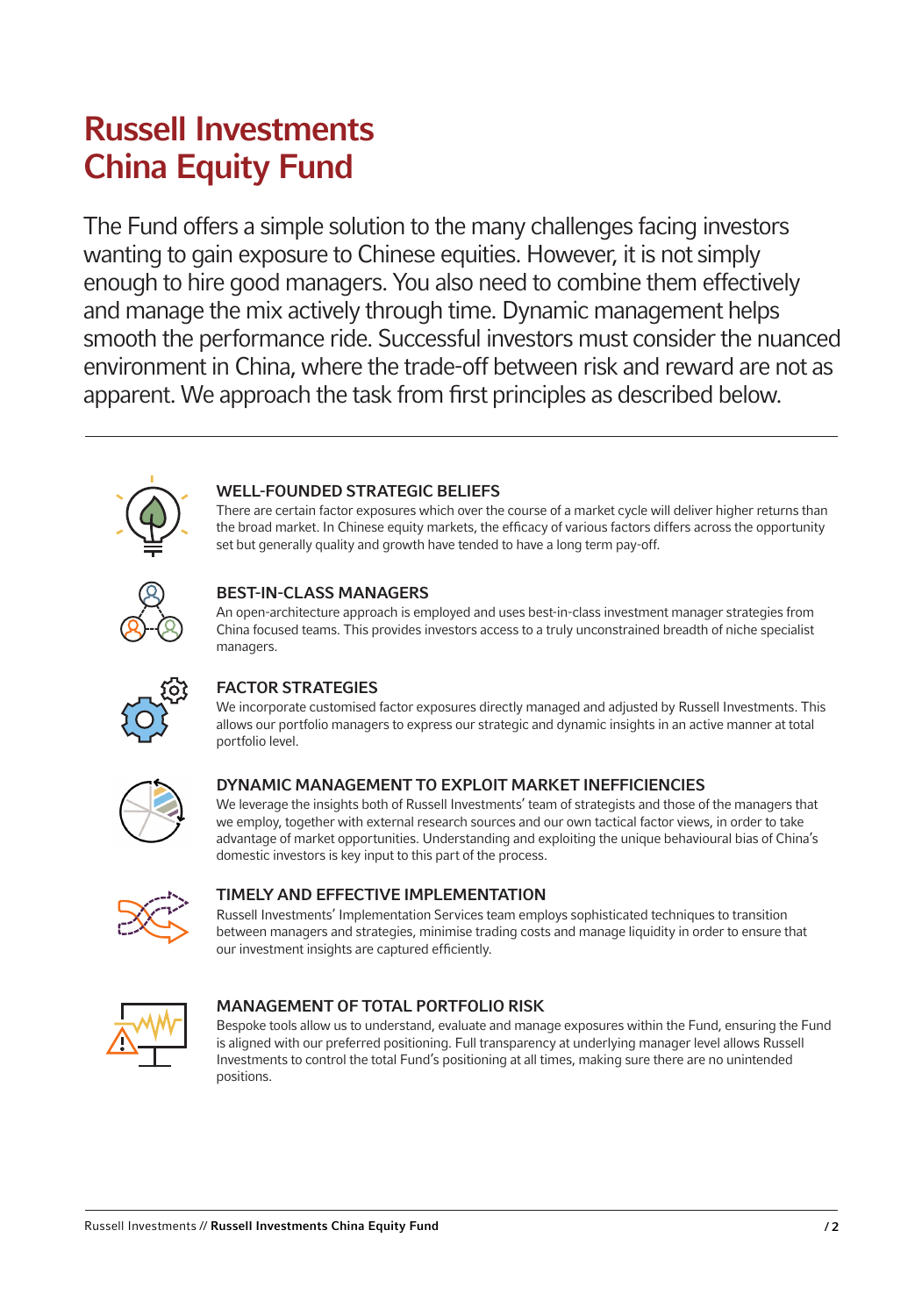# Russell Investments China Equity Fund

The Fund offers a simple solution to the many challenges facing investors wanting to gain exposure to Chinese equities. However, it is not simply enough to hire good managers. You also need to combine them effectively and manage the mix actively through time. Dynamic management helps smooth the performance ride. Successful investors must consider the nuanced environment in China, where the trade-off between risk and reward are not as apparent. We approach the task from first principles as described below.

---

### WELL-FOUNDED STRATEGIC BELIEFS

There are certain factor exposures which over the course of a market cycle will deliver higher returns than the broad market. In Chinese equity markets, the efficacy of various factors differs across the opportunity set but generally quality and growth have tended to have a long term pay-off.

### BEST-IN-CLASS MANAGERS

An open-architecture approach is employed and uses best-in-class investment manager strategies from China focused teams. This provides investors access to a truly unconstrained breadth of niche specialist managers.

### FACTOR STRATEGIES

We incorporate customised factor exposures directly managed and adjusted by Russell Investments. This allows our portfolio managers to express our strategic and dynamic insights in an active manner at total portfolio level.

### DYNAMIC MANAGEMENT TO EXPLOIT MARKET INEFFICIENCIES

We leverage the insights both of Russell Investments' team of strategists and those of the managers that we employ, together with external research sources and our own tactical factor views, in order to take advantage of market opportunities. Understanding and exploiting the unique behavioural bias of China's domestic investors is key input to this part of the process.

### TIMELY AND EFFECTIVE IMPLEMENTATION

Russell Investments' Implementation Services team employs sophisticated techniques to transition between managers and strategies, minimise trading costs and manage liquidity in order to ensure that our investment insights are captured efficiently.

### MANAGEMENT OF TOTAL PORTFOLIO RISK

Bespoke tools allow us to understand, evaluate and manage exposures within the Fund, ensuring the Fund is aligned with our preferred positioning. Full transparency at underlying manager level allows Russell Investments to control the total Fund's positioning at all times, making sure there are no unintended positions.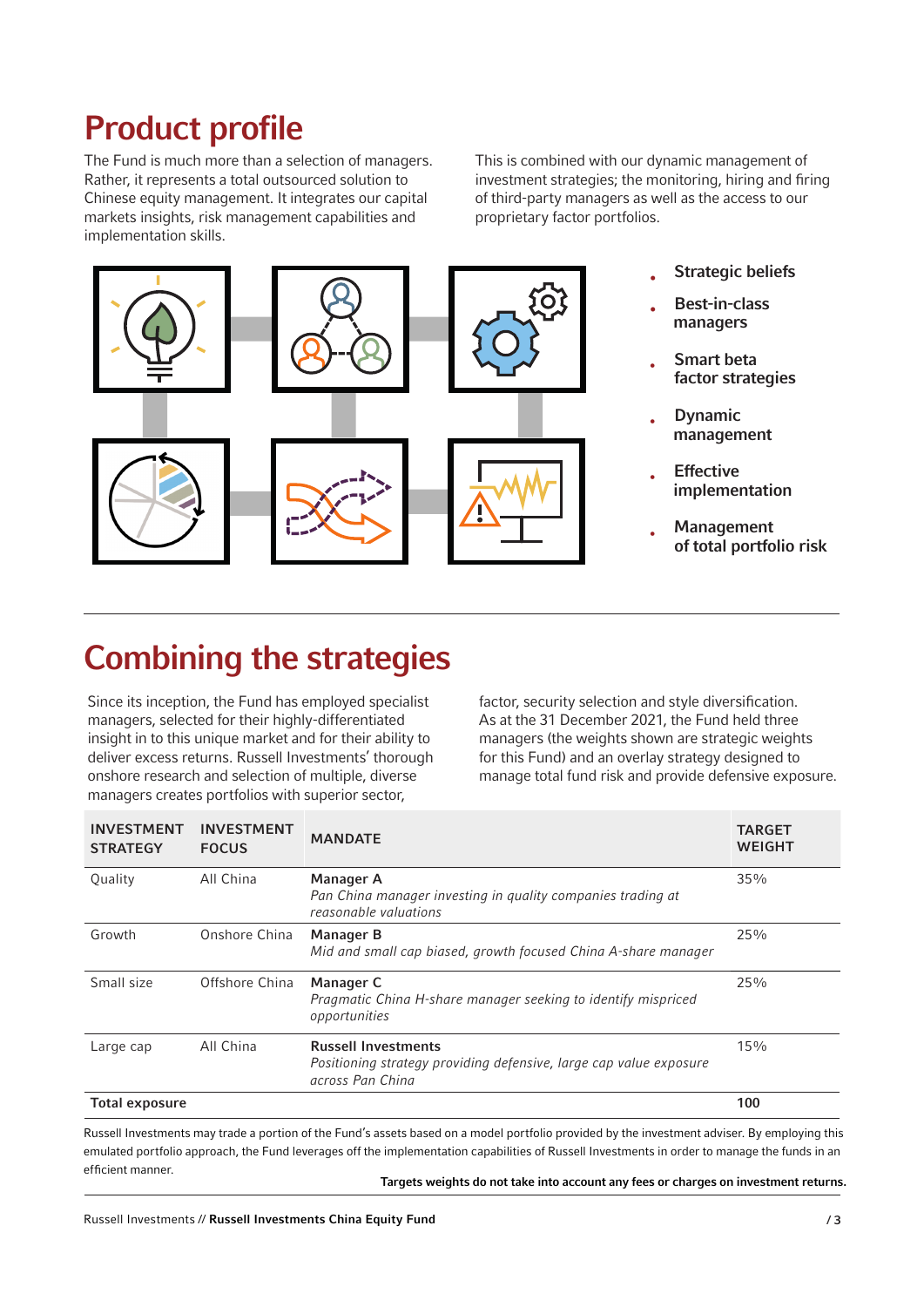# Product profile

The Fund is much more than a selection of managers. Rather, it represents a total outsourced solution to Chinese equity management. It integrates our capital markets insights, risk management capabilities and implementation skills.

This is combined with our dynamic management of investment strategies; the monitoring, hiring and firing of third-party managers as well as the access to our proprietary factor portfolios.

- Strategic beliefs
- Best-in-class managers
- Smart beta factor strategies
- Dynamic management
- Effective implementation
- Management of total portfolio risk

# Combining the strategies

Since its inception, the Fund has employed specialist managers, selected for their highly-differentiated insight in to this unique market and their ability to deliver excess returns. Russell Investments' thorough onshore research and selection of multiple, diverse managers creates portfolios with superior sector, factor, security selection and style diversification. As at the 31 December 2021, the Fund held three managers (the weights shown are strategic weights for this Fund) and an overlay strategy designed to manage total fund risk and provide defensive exposure.

| INVESTMENT STRATEGY | INVESTMENT FOCUS | MANDATE | TARGET WEIGHT |
|---|---|---|---|
| Quality | All China | **Manager A**<br>*Pan China manager investing in quality companies trading at reasonable valuations* | 35% |
| Growth | Onshore China | **Manager B**<br>*Mid and small cap biased, growth focused China A-share manager* | 25% |
| Small size | Offshore China | **Manager C**<br>*Pragmatic China H-share manager seeking to identify mispriced opportunities* | 25% |
| Large cap | All China | **Russell Investments**<br>*Positioning strategy providing defensive, large cap value exposure across Pan China* | 15% |
| **Total exposure** | | | **100** |

Russell Investments may trade a portion of the Fund's assets based on a model portfolio provided by the investment adviser. By employing this emulated portfolio approach, the Fund leverages off the implementation capabilities of Russell Investments in order to manage the funds in an efficient manner.

**Targets weights do not take into account any fees or charges on investment returns.**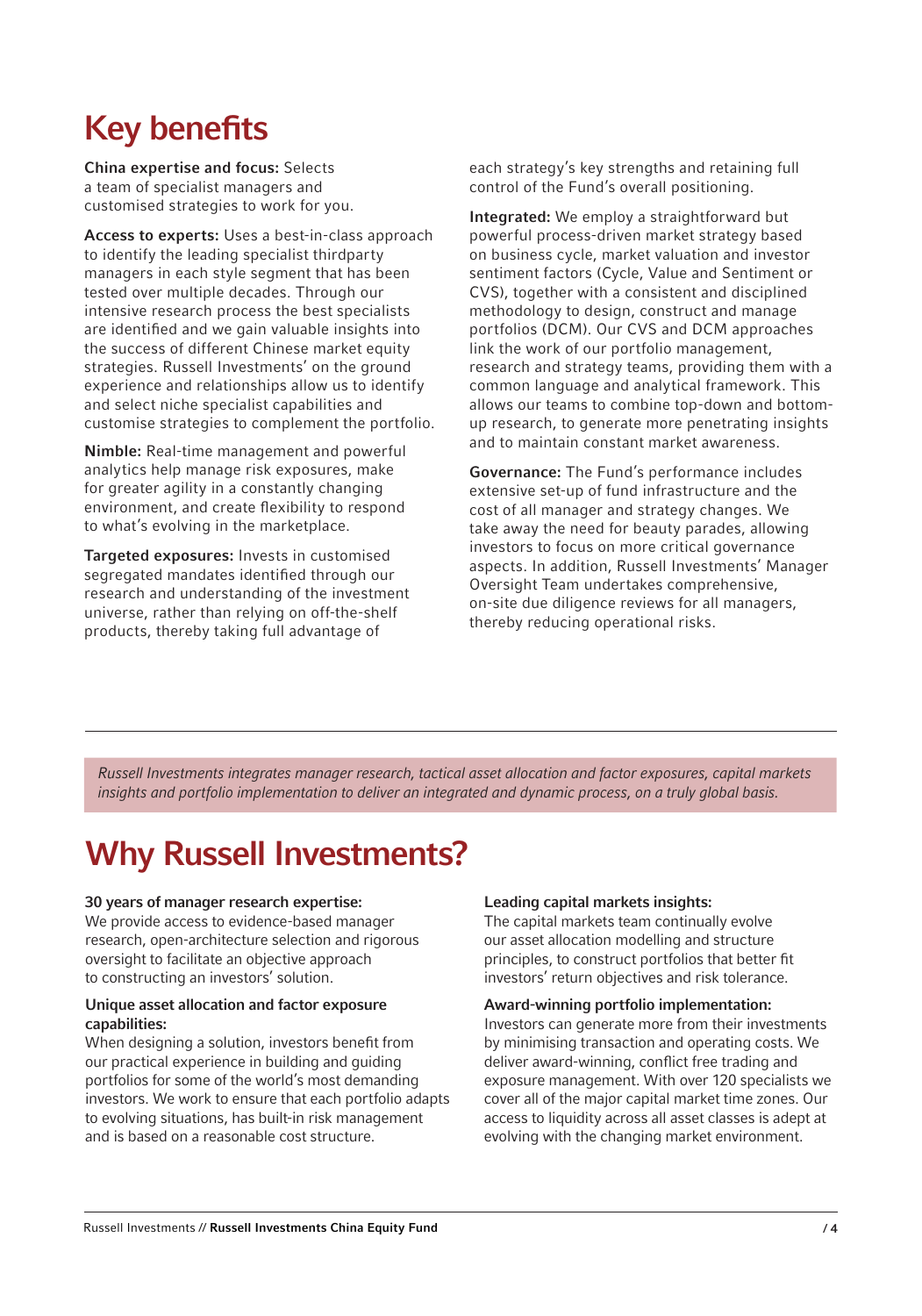# Key benefits

**China expertise and focus:** Selects a team of specialist managers and customised strategies to work for you.

**Access to experts:** Uses a best-in-class approach to identify the leading specialist thirdparty managers in each style segment that has been tested over multiple decades. Through our intensive research process the best specialists are identified and we gain valuable insights into the success of different Chinese market equity strategies. Russell Investments' on the ground experience and relationships allow us to identify and select niche specialist capabilities and customise strategies to complement the portfolio.

**Nimble:** Real-time management and powerful analytics help manage risk exposures, make for greater agility in a constantly changing environment, and create flexibility to respond to what's evolving in the marketplace.

**Targeted exposures:** Invests in customised segregated mandates identified through our research and understanding of the investment universe, rather than relying on off-the-shelf products, thereby taking full advantage of each strategy's key strengths and retaining full control of the Fund's overall positioning.

**Integrated:** We employ a straightforward but powerful process-driven market strategy based on business cycle, market valuation and investor sentiment factors (Cycle, Value and Sentiment or CVS), together with a consistent and disciplined methodology to design, construct and manage portfolios (DCM). Our CVS and DCM approaches link the work of our portfolio management, research and strategy teams, providing them with a common language and analytical framework. This allows our teams to combine top-down and bottom-up research, to generate more penetrating insights and to maintain constant market awareness.

**Governance:** The Fund's performance includes extensive set-up of fund infrastructure and the cost of all manager and strategy changes. We take away the need for beauty parades, allowing investors to focus on more critical governance aspects. In addition, Russell Investments' Manager Oversight Team undertakes comprehensive, on-site due diligence reviews for all managers, thereby reducing operational risks.

*Russell Investments integrates manager research, tactical asset allocation and factor exposures, capital markets insights and portfolio implementation to deliver an integrated and dynamic process, on a truly global basis.*

# Why Russell Investments?

**30 years of manager research expertise:**
We provide access to evidence-based manager research, open-architecture selection and rigorous oversight to facilitate an objective approach to constructing an investors' solution.

**Unique asset allocation and factor exposure capabilities:**
When designing a solution, investors benefit from our practical experience in building and guiding portfolios for some of the world's most demanding investors. We work to ensure that each portfolio adapts to evolving situations, has built-in risk management and is based on a reasonable cost structure.

**Leading capital markets insights:**
The capital markets team continually evolve our asset allocation modelling and structure principles, to construct portfolios that better fit investors' return objectives and risk tolerance.

**Award-winning portfolio implementation:**
Investors can generate more from their investments by minimising transaction and operating costs. We deliver award-winning, conflict free trading and exposure management. With over 120 specialists we cover all of the major capital market time zones. Our access to liquidity across all asset classes is adept at evolving with the changing market environment.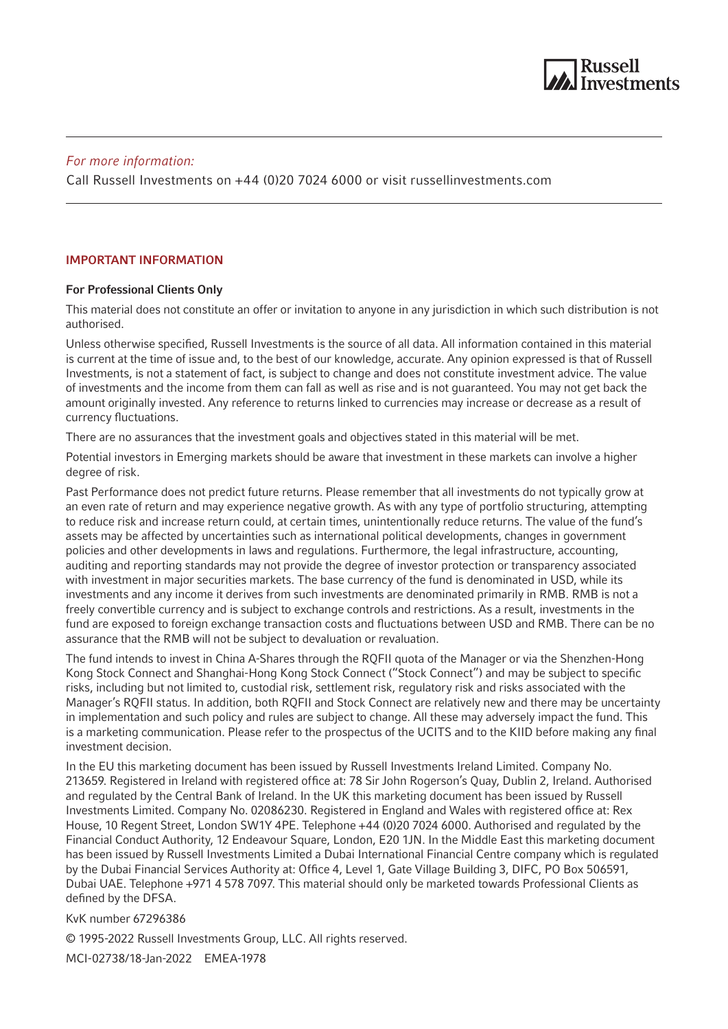*For more information:*

Call Russell Investments on +44 (0)20 7024 6000 or visit russellinvestments.com

## IMPORTANT INFORMATION

**For Professional Clients Only**

This material does not constitute an offer or invitation to anyone in any jurisdiction in which such distribution is not authorised.

Unless otherwise specified, Russell Investments is the source of all data. All information contained in this material is current at the time of issue and, to the best of our knowledge, accurate. Any opinion expressed is that of Russell Investments, is not a statement of fact, is subject to change and does not constitute investment advice. The value of investments and the income from them can fall as well as rise and is not guaranteed. You may not get back the amount originally invested. Any reference to returns linked to currencies may increase or decrease as a result of currency fluctuations.

There are no assurances that the investment goals and objectives stated in this material will be met.

Potential investors in Emerging markets should be aware that investment in these markets can involve a higher degree of risk.

Past Performance does not predict future returns. Please remember that all investments do not typically grow at an even rate of return and may experience negative growth. As with any type of portfolio structuring, attempting to reduce risk and increase return could, at certain times, unintentionally reduce returns. The value of the fund's assets may be affected by uncertainties such as international political developments, changes in government policies and other developments in laws and regulations. Furthermore, the legal infrastructure, accounting, auditing and reporting standards may not provide the degree of investor protection or transparency associated with investment in major securities markets. The base currency of the fund is denominated in USD, while its investments and any income it derives from such investments are denominated primarily in RMB. RMB is not a freely convertible currency and is subject to exchange controls and restrictions. As a result, investments in the fund are exposed to foreign exchange transaction costs and fluctuations between USD and RMB. There can be no assurance that the RMB will not be subject to devaluation or revaluation.

The fund intends to invest in China A-Shares through the RQFII quota of the Manager or via the Shenzhen-Hong Kong Stock Connect and Shanghai-Hong Kong Stock Connect ("Stock Connect") and may be subject to specific risks, including but not limited to, custodial risk, settlement risk, regulatory risk and risks associated with the Manager's RQFII status. In addition, both RQFII and Stock Connect are relatively new and there may be uncertainty in implementation and such policy and rules are subject to change. All these may adversely impact the fund. This is a marketing communication. Please refer to the prospectus of the UCITS and to the KIID before making any final investment decision.

In the EU this marketing document has been issued by Russell Investments Ireland Limited. Company No. 213659. Registered in Ireland with registered office at: 78 Sir John Rogerson's Quay, Dublin 2, Ireland. Authorised and regulated by the Central Bank of Ireland. In the UK this marketing document has been issued by Russell Investments Limited. Company No. 02086230. Registered in England and Wales with registered office at: Rex House, 10 Regent Street, London SW1Y 4PE. Telephone +44 (0)20 7024 6000. Authorised and regulated by the Financial Conduct Authority, 12 Endeavour Square, London, E20 1JN. In the Middle East this marketing document has been issued by Russell Investments Limited a Dubai International Financial Centre company which is regulated by the Dubai Financial Services Authority at: Office 4, Level 1, Gate Village Building 3, DIFC, PO Box 506591, Dubai UAE. Telephone +971 4 578 7097. This material should only be marketed towards Professional Clients as defined by the DFSA.

KvK number 67296386

© 1995-2022 Russell Investments Group, LLC. All rights reserved.

MCI-02738/18-Jan-2022 EMEA-1978